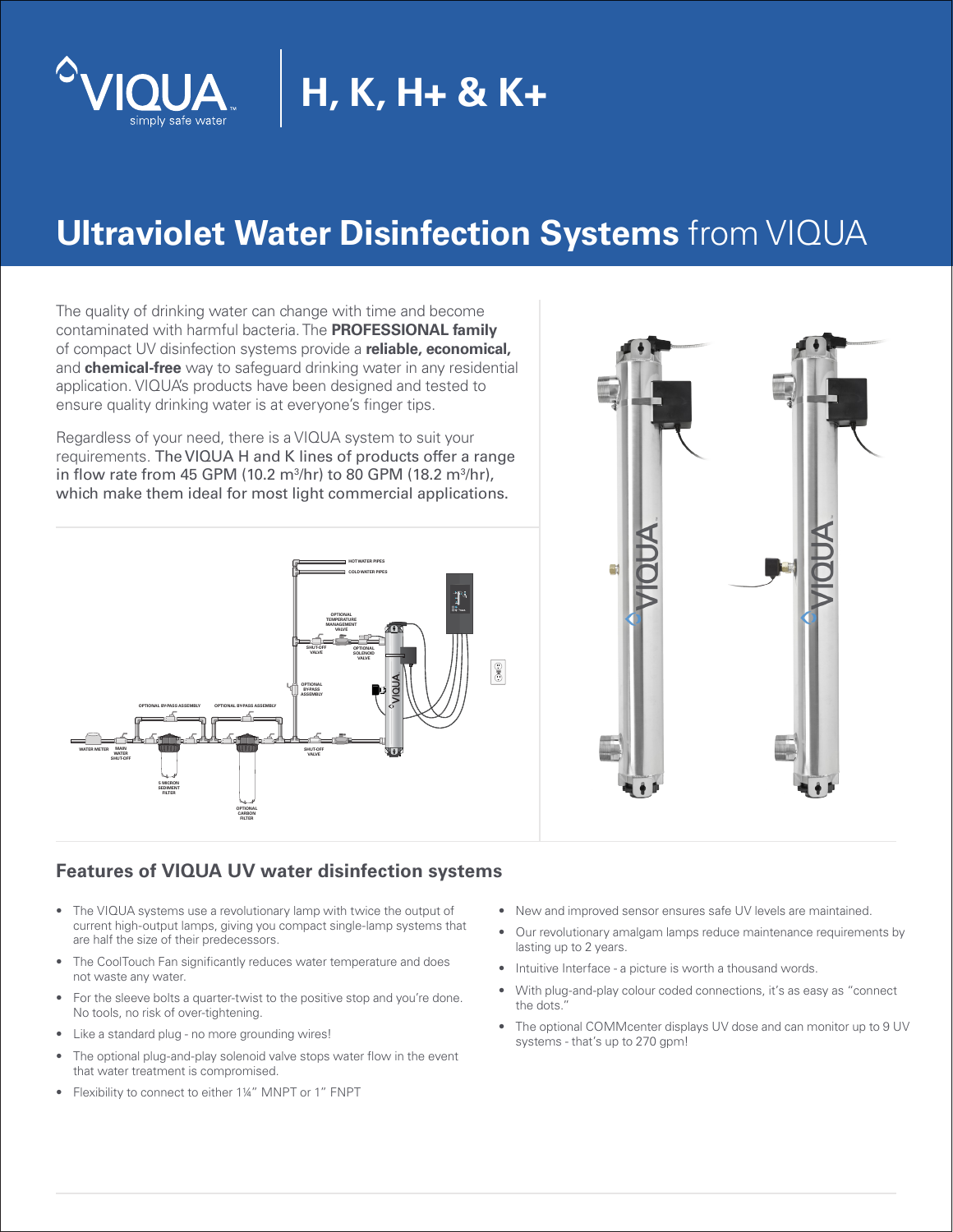# VIQUA simply safe water | H, K, H+ & K+

# **Ultraviolet Water Disinfection Systems** from VIQUA

The quality of drinking water can change with time and become contaminated with harmful bacteria. The **PROFESSIONAL family** of compact UV disinfection systems provide a **reliable, economical,** and **chemical-free** way to safeguard drinking water in any residential application. VIQUA's products have been designed and tested to ensure quality drinking water is at everyone's finger tips.

Regardless of your need, there is a VIQUA system to suit your requirements. The VIQUA H and K lines of products offer a range in flow rate from 45 GPM (10.2 m$^3$/hr) to 80 GPM (18.2 m$^3$/hr), which make them ideal for most light commercial applications.

## Features of VIQUA UV water disinfection systems

- The VIQUA systems use a revolutionary lamp with twice the output of current high-output lamps, giving you compact single-lamp systems that are half the size of their predecessors.
- The CoolTouch Fan significantly reduces water temperature and does not waste any water.
- For the sleeve bolts a quarter-twist to the positive stop and you're done. No tools, no risk of over-tightening.
- Like a standard plug - no more grounding wires!
- The optional plug-and-play solenoid valve stops water flow in the event that water treatment is compromised.
- Flexibility to connect to either 1¼" MNPT or 1" FNPT
- New and improved sensor ensures safe UV levels are maintained.
- Our revolutionary amalgam lamps reduce maintenance requirements by lasting up to 2 years.
- Intuitive Interface - a picture is worth a thousand words.
- With plug-and-play colour coded connections, it's as easy as "connect the dots."
- The optional COMMcenter displays UV dose and can monitor up to 9 UV systems - that's up to 270 gpm!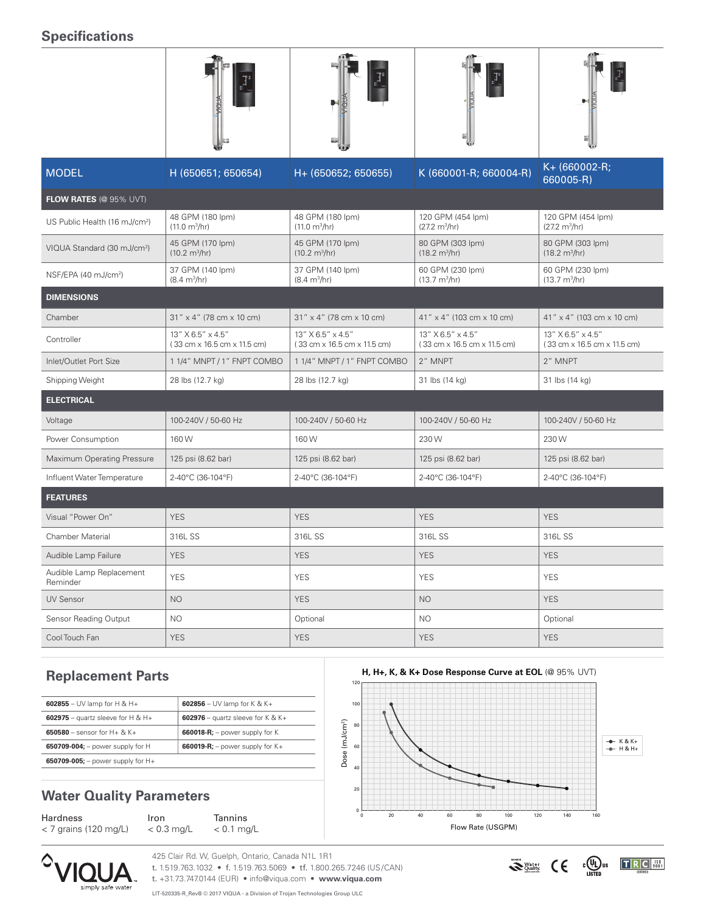## Specifications

| MODEL | H (650651; 650654) | H+ (650652; 650655) | K (660001-R; 660004-R) | K+ (660002-R; 660005-R) |
|---|---|---|---|---|
| **FLOW RATES** (@ 95% UVT) | | | | |
| US Public Health (16 mJ/cm²) | 48 GPM (180 lpm) (11.0 m³/hr) | 48 GPM (180 lpm) (11.0 m³/hr) | 120 GPM (454 lpm) (27.2 m³/hr) | 120 GPM (454 lpm) (27.2 m³/hr) |
| VIQUA Standard (30 mJ/cm²) | 45 GPM (170 lpm) (10.2 m³/hr) | 45 GPM (170 lpm) (10.2 m³/hr) | 80 GPM (303 lpm) (18.2 m³/hr) | 80 GPM (303 lpm) (18.2 m³/hr) |
| NSF/EPA (40 mJ/cm²) | 37 GPM (140 lpm) (8.4 m³/hr) | 37 GPM (140 lpm) (8.4 m³/hr) | 60 GPM (230 lpm) (13.7 m³/hr) | 60 GPM (230 lpm) (13.7 m³/hr) |
| **DIMENSIONS** | | | | |
| Chamber | 31" x 4" (78 cm x 10 cm) | 31" x 4" (78 cm x 10 cm) | 41" x 4" (103 cm x 10 cm) | 41" x 4" (103 cm x 10 cm) |
| Controller | 13" X 6.5" x 4.5" (33 cm x 16.5 cm x 11.5 cm) | 13" X 6.5" x 4.5" (33 cm x 16.5 cm x 11.5 cm) | 13" X 6.5" x 4.5" (33 cm x 16.5 cm x 11.5 cm) | 13" X 6.5" x 4.5" (33 cm x 16.5 cm x 11.5 cm) |
| Inlet/Outlet Port Size | 1 1/4" MNPT / 1" FNPT COMBO | 1 1/4" MNPT / 1" FNPT COMBO | 2" MNPT | 2" MNPT |
| Shipping Weight | 28 lbs (12.7 kg) | 28 lbs (12.7 kg) | 31 lbs (14 kg) | 31 lbs (14 kg) |
| **ELECTRICAL** | | | | |
| Voltage | 100-240V / 50-60 Hz | 100-240V / 50-60 Hz | 100-240V / 50-60 Hz | 100-240V / 50-60 Hz |
| Power Consumption | 160 W | 160 W | 230 W | 230 W |
| Maximum Operating Pressure | 125 psi (8.62 bar) | 125 psi (8.62 bar) | 125 psi (8.62 bar) | 125 psi (8.62 bar) |
| Influent Water Temperature | 2-40°C (36-104°F) | 2-40°C (36-104°F) | 2-40°C (36-104°F) | 2-40°C (36-104°F) |
| **FEATURES** | | | | |
| Visual "Power On" | YES | YES | YES | YES |
| Chamber Material | 316L SS | 316L SS | 316L SS | 316L SS |
| Audible Lamp Failure | YES | YES | YES | YES |
| Audible Lamp Replacement Reminder | YES | YES | YES | YES |
| UV Sensor | NO | YES | NO | YES |
| Sensor Reading Output | NO | Optional | NO | Optional |
| Cool Touch Fan | YES | YES | YES | YES |

## Replacement Parts

| | |
|---|---|
| **602855** – UV lamp for H & H+ | **602856** – UV lamp for K & K+ |
| **602975** – quartz sleeve for H & H+ | **602976** – quartz sleeve for K & K+ |
| **650580** – sensor for H+ & K+ | **660018-R;** – power supply for K |
| **650709-004;** – power supply for H | **660019-R;** – power supply for K+ |
| **650709-005;** – power supply for H+ | |

## Water Quality Parameters

Hardness
< 7 grains (120 mg/L)

Iron
< 0.3 mg/L

Tannins
< 0.1 mg/L

**H, H+, K, & K+ Dose Response Curve at EOL** (@ 95% UVT)

Dose (mJ/cm²)
0
20
40
60
80
100
120

Flow Rate (USGPM)
0
20
40
60
80
100
120
140
160

K & K+
H & H+

425 Clair Rd. W, Guelph, Ontario, Canada N1L 1R1
t. 1.519.763.1032 • f. 1.519.763.5069 • tf. 1.800.265.7246 (US/CAN)
t. +31.73.747.0144 (EUR) • info@viqua.com • **www.viqua.com**

LIT-520335-R_RevB © 2017 VIQUA - a Division of Trojan Technologies Group ULC